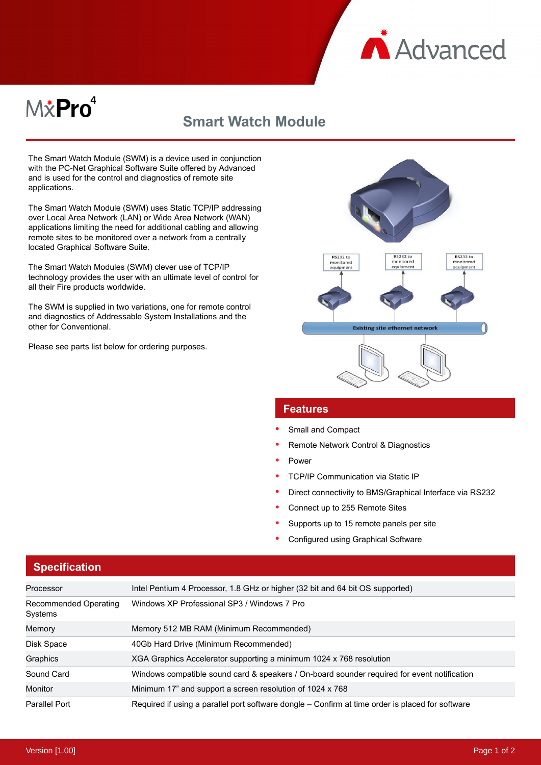MxPro4

# Smart Watch Module

The Smart Watch Module (SWM) is a device used in conjunction with the PC-Net Graphical Software Suite offered by Advanced and is used for the control and diagnostics of remote site applications.

The Smart Watch Module (SWM) uses Static TCP/IP addressing over Local Area Network (LAN) or Wide Area Network (WAN) applications limiting the need for additional cabling and allowing remote sites to be monitored over a network from a centrally located Graphical Software Suite.

The Smart Watch Modules (SWM) clever use of TCP/IP technology provides the user with an ultimate level of control for all their Fire products worldwide.

The SWM is supplied in two variations, one for remote control and diagnostics of Addressable System Installations and the other for Conventional.

Please see parts list below for ordering purposes.

## Features

- Small and Compact
- Remote Network Control & Diagnostics
- Power
- TCP/IP Communication via Static IP
- Direct connectivity to BMS/Graphical Interface via RS232
- Connect up to 255 Remote Sites
- Supports up to 15 remote panels per site
- Configured using Graphical Software

## Specification

| | |
|---|---|
| Processor | Intel Pentium 4 Processor, 1.8 GHz or higher (32 bit and 64 bit OS supported) |
| Recommended Operating Systems | Windows XP Professional SP3 / Windows 7 Pro |
| Memory | Memory 512 MB RAM (Minimum Recommended) |
| Disk Space | 40Gb Hard Drive (Minimum Recommended) |
| Graphics | XGA Graphics Accelerator supporting a minimum 1024 x 768 resolution |
| Sound Card | Windows compatible sound card & speakers / On-board sounder required for event notification |
| Monitor | Minimum 17” and support a screen resolution of 1024 x 768 |
| Parallel Port | Required if using a parallel port software dongle – Confirm at time order is placed for software |

Version [1.00]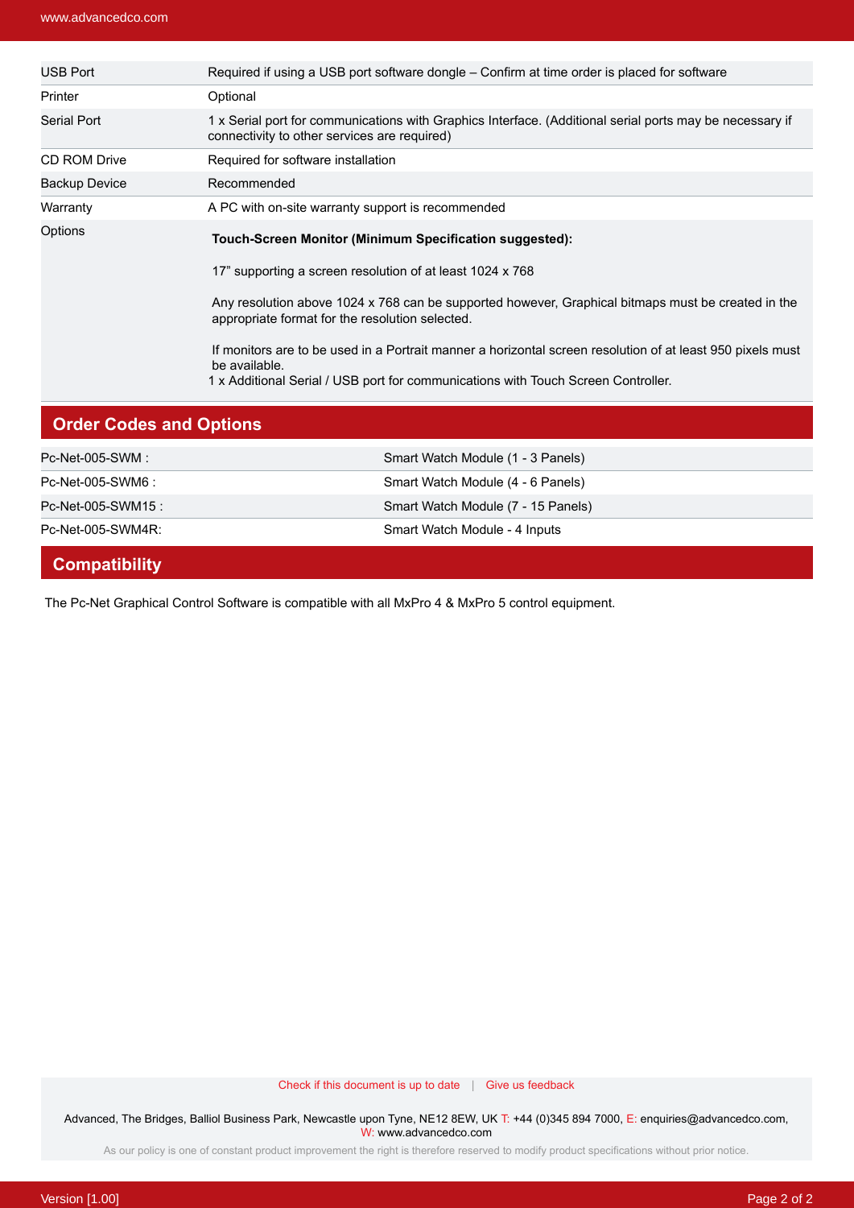| | |
|---|---|
| USB Port | Required if using a USB port software dongle – Confirm at time order is placed for software |
| Printer | Optional |
| Serial Port | 1 x Serial port for communications with Graphics Interface. (Additional serial ports may be necessary if connectivity to other services are required) |
| CD ROM Drive | Required for software installation |
| Backup Device | Recommended |
| Warranty | A PC with on-site warranty support is recommended |
| Options | **Touch-Screen Monitor (Minimum Specification suggested):**<br><br>17” supporting a screen resolution of at least 1024 x 768<br><br>Any resolution above 1024 x 768 can be supported however, Graphical bitmaps must be created in the appropriate format for the resolution selected.<br><br>If monitors are to be used in a Portrait manner a horizontal screen resolution of at least 950 pixels must be available.<br>1 x Additional Serial / USB port for communications with Touch Screen Controller. |

## Order Codes and Options

| | |
|---|---|
| Pc-Net-005-SWM : | Smart Watch Module (1 - 3 Panels) |
| Pc-Net-005-SWM6 : | Smart Watch Module (4 - 6 Panels) |
| Pc-Net-005-SWM15 : | Smart Watch Module (7 - 15 Panels) |
| Pc-Net-005-SWM4R: | Smart Watch Module - 4 Inputs |

## Compatibility

The Pc-Net Graphical Control Software is compatible with all MxPro 4 & MxPro 5 control equipment.

Check if this document is up to date | Give us feedback

Advanced, The Bridges, Balliol Business Park, Newcastle upon Tyne, NE12 8EW, UK T: +44 (0)345 894 7000, E: enquiries@advancedco.com, W: www.advancedco.com

As our policy is one of constant product improvement the right is therefore reserved to modify product specifications without prior notice.

Version [1.00]